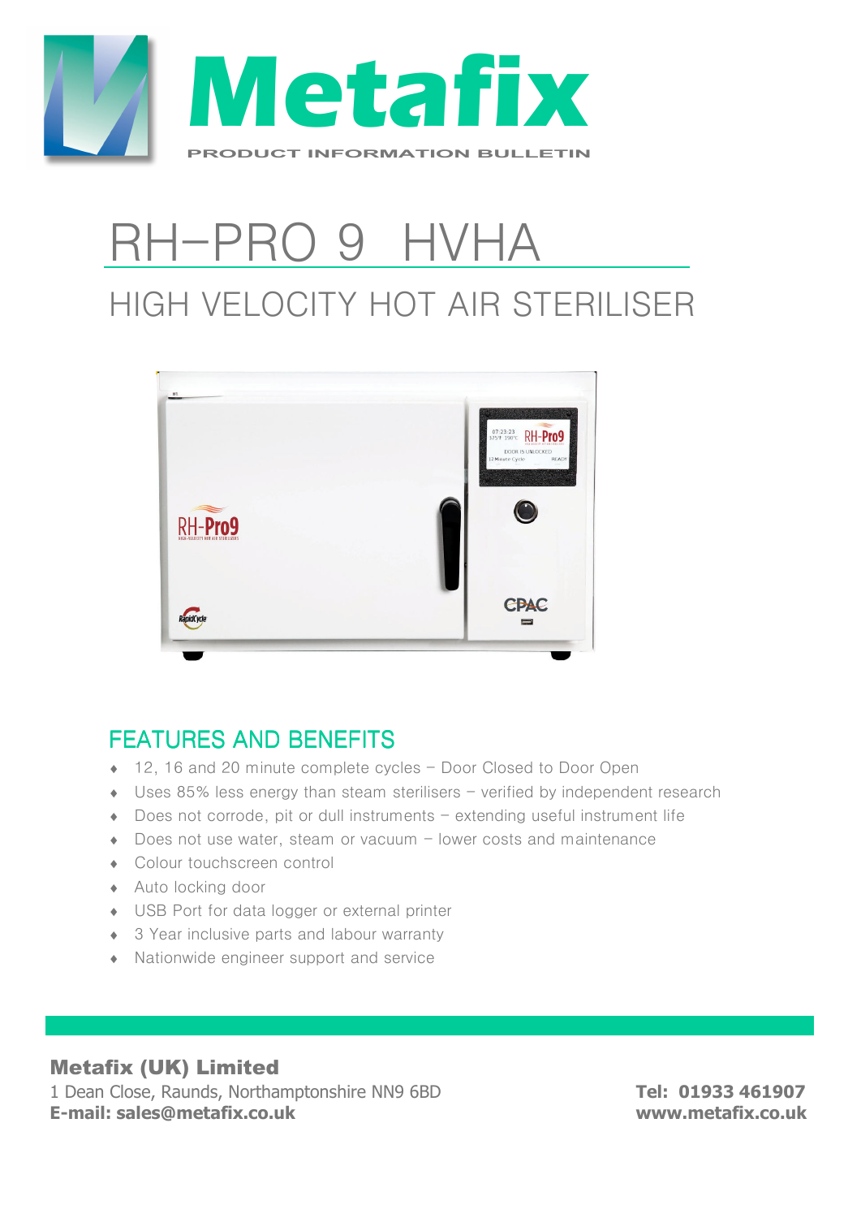# Metafix

PRODUCT INFORMATION BULLETIN

# RH–PRO 9 HVHA

## HIGH VELOCITY HOT AIR STERILISER

## FEATURES AND BENEFITS

- 12, 16 and 20 minute complete cycles – Door Closed to Door Open
- Uses 85% less energy than steam sterilisers – verified by independent research
- Does not corrode, pit or dull instruments – extending useful instrument life
- Does not use water, steam or vacuum – lower costs and maintenance
- Colour touchscreen control
- Auto locking door
- USB Port for data logger or external printer
- 3 Year inclusive parts and labour warranty
- Nationwide engineer support and service

**Metafix (UK) Limited**
1 Dean Close, Raunds, Northamptonshire NN9 6BD
**E-mail: sales@metafix.co.uk**

**Tel: 01933 461907**
**www.metafix.co.uk**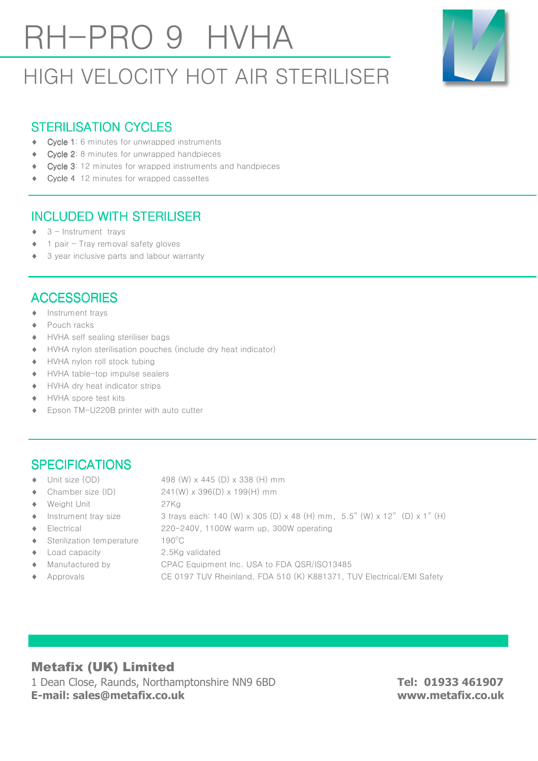# RH-PRO 9 HVHA

## HIGH VELOCITY HOT AIR STERILISER

### STERILISATION CYCLES

- **Cycle 1**: 6 minutes for unwrapped instruments
- **Cycle 2**: 8 minutes for unwrapped handpieces
- **Cycle 3**: 12 minutes for wrapped instruments and handpieces
- **Cycle 4** 12 minutes for wrapped cassettes

### INCLUDED WITH STERILISER

- 3 – Instrument trays
- 1 pair – Tray removal safety gloves
- 3 year inclusive parts and labour warranty

### ACCESSORIES

- Instrument trays
- Pouch racks
- HVHA self sealing steriliser bags
- HVHA nylon sterilisation pouches (include dry heat indicator)
- HVHA nylon roll stock tubing
- HVHA table-top impulse sealers
- HVHA dry heat indicator strips
- HVHA spore test kits
- Epson TM-U220B printer with auto cutter

### SPECIFICATIONS

| | |
|---|---|
| Unit size (OD) | 498 (W) x 445 (D) x 338 (H) mm |
| Chamber size (ID) | 241(W) x 396(D) x 199(H) mm |
| Weight Unit | 27Kg |
| Instrument tray size | 3 trays each: 140 (W) x 305 (D) x 48 (H) mm, 5.5" (W) x 12" (D) x 1" (H) |
| Electrical | 220-240V, 1100W warm up, 300W operating |
| Sterilization temperature | 190°C |
| Load capacity | 2.5Kg validated |
| Manufactured by | CPAC Equipment Inc. USA to FDA QSR/ISO13485 |
| Approvals | CE 0197 TUV Rheinland, FDA 510 (K) K881371, TUV Electrical/EMI Safety |

**Metafix (UK) Limited**
1 Dean Close, Raunds, Northamptonshire NN9 6BD
**E-mail: sales@metafix.co.uk**

**Tel: 01933 461907**
**www.metafix.co.uk**